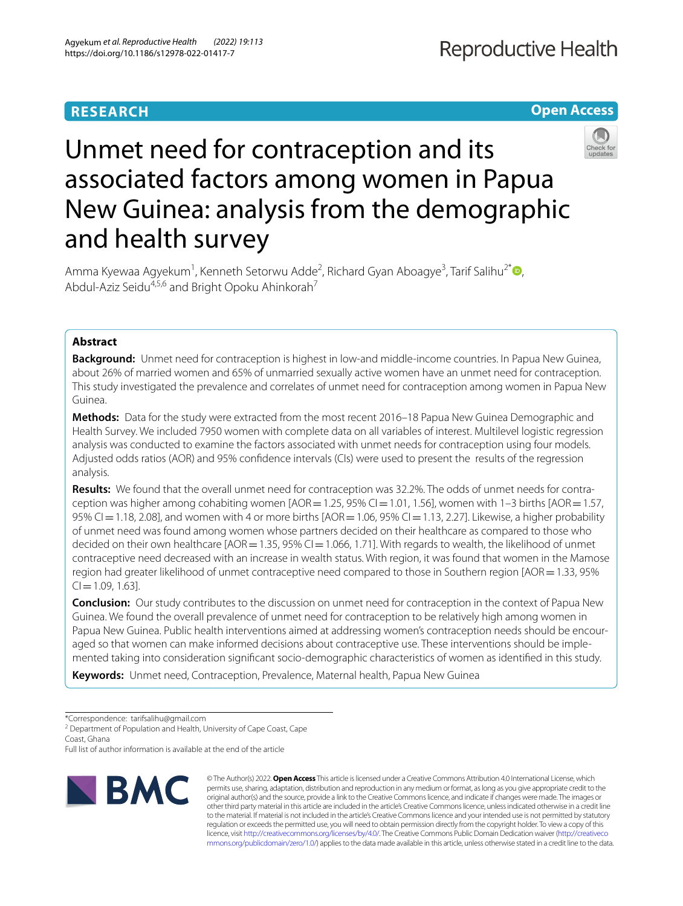RESEARCH

Open Access

# Unmet need for contraception and its associated factors among women in Papua New Guinea: analysis from the demographic and health survey

Amma Kyewaa Agyekum[1], Kenneth Setorwu Adde[2], Richard Gyan Aboagye[3], Tarif Salihu[2*], Abdul-Aziz Seidu[4,5,6] and Bright Opoku Ahinkorah[7]

## Abstract

**Background:** Unmet need for contraception is highest in low-and middle-income countries. In Papua New Guinea, about 26% of married women and 65% of unmarried sexually active women have an unmet need for contraception. This study investigated the prevalence and correlates of unmet need for contraception among women in Papua New Guinea.

**Methods:** Data for the study were extracted from the most recent 2016–18 Papua New Guinea Demographic and Health Survey. We included 7950 women with complete data on all variables of interest. Multilevel logistic regression analysis was conducted to examine the factors associated with unmet needs for contraception using four models. Adjusted odds ratios (AOR) and 95% confidence intervals (CIs) were used to present the results of the regression analysis.

**Results:** We found that the overall unmet need for contraception was 32.2%. The odds of unmet needs for contraception was higher among cohabiting women [AOR = 1.25, 95% CI = 1.01, 1.56], women with 1–3 births [AOR = 1.57, 95% CI = 1.18, 2.08], and women with 4 or more births [AOR = 1.06, 95% CI = 1.13, 2.27]. Likewise, a higher probability of unmet need was found among women whose partners decided on their healthcare as compared to those who decided on their own healthcare [AOR = 1.35, 95% CI = 1.066, 1.71]. With regards to wealth, the likelihood of unmet contraceptive need decreased with an increase in wealth status. With region, it was found that women in the Mamose region had greater likelihood of unmet contraceptive need compared to those in Southern region [AOR = 1.33, 95% CI = 1.09, 1.63].

**Conclusion:** Our study contributes to the discussion on unmet need for contraception in the context of Papua New Guinea. We found the overall prevalence of unmet need for contraception to be relatively high among women in Papua New Guinea. Public health interventions aimed at addressing women's contraception needs should be encouraged so that women can make informed decisions about contraceptive use. These interventions should be implemented taking into consideration significant socio-demographic characteristics of women as identified in this study.

**Keywords:** Unmet need, Contraception, Prevalence, Maternal health, Papua New Guinea

*Correspondence: tarifsalihu@gmail.com

[2] Department of Population and Health, University of Cape Coast, Cape Coast, Ghana

Full list of author information is available at the end of the article

© The Author(s) 2022. **Open Access** This article is licensed under a Creative Commons Attribution 4.0 International License, which permits use, sharing, adaptation, distribution and reproduction in any medium or format, as long as you give appropriate credit to the original author(s) and the source, provide a link to the Creative Commons licence, and indicate if changes were made. The images or other third party material in this article are included in the article's Creative Commons licence, unless indicated otherwise in a credit line to the material. If material is not included in the article's Creative Commons licence and your intended use is not permitted by statutory regulation or exceeds the permitted use, you will need to obtain permission directly from the copyright holder. To view a copy of this licence, visit http://creativecommons.org/licenses/by/4.0/. The Creative Commons Public Domain Dedication waiver (http://creativecommons.org/publicdomain/zero/1.0/) applies to the data made available in this article, unless otherwise stated in a credit line to the data.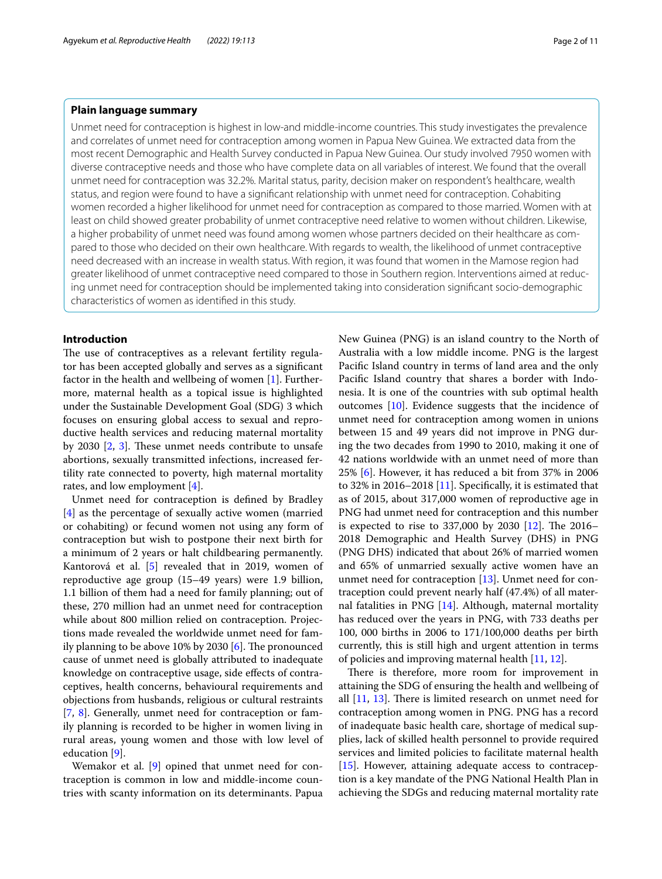### Plain language summary

Unmet need for contraception is highest in low-and middle-income countries. This study investigates the prevalence and correlates of unmet need for contraception among women in Papua New Guinea. We extracted data from the most recent Demographic and Health Survey conducted in Papua New Guinea. Our study involved 7950 women with diverse contraceptive needs and those who have complete data on all variables of interest. We found that the overall unmet need for contraception was 32.2%. Marital status, parity, decision maker on respondent's healthcare, wealth status, and region were found to have a significant relationship with unmet need for contraception. Cohabiting women recorded a higher likelihood for unmet need for contraception as compared to those married. Women with at least on child showed greater probability of unmet contraceptive need relative to women without children. Likewise, a higher probability of unmet need was found among women whose partners decided on their healthcare as compared to those who decided on their own healthcare. With regards to wealth, the likelihood of unmet contraceptive need decreased with an increase in wealth status. With region, it was found that women in the Mamose region had greater likelihood of unmet contraceptive need compared to those in Southern region. Interventions aimed at reducing unmet need for contraception should be implemented taking into consideration significant socio-demographic characteristics of women as identified in this study.

## Introduction

The use of contraceptives as a relevant fertility regulator has been accepted globally and serves as a significant factor in the health and wellbeing of women [1]. Furthermore, maternal health as a topical issue is highlighted under the Sustainable Development Goal (SDG) 3 which focuses on ensuring global access to sexual and reproductive health services and reducing maternal mortality by 2030 [2, 3]. These unmet needs contribute to unsafe abortions, sexually transmitted infections, increased fertility rate connected to poverty, high maternal mortality rates, and low employment [4].

Unmet need for contraception is defined by Bradley [4] as the percentage of sexually active women (married or cohabiting) or fecund women not using any form of contraception but wish to postpone their next birth for a minimum of 2 years or halt childbearing permanently. Kantorová et al. [5] revealed that in 2019, women of reproductive age group (15–49 years) were 1.9 billion, 1.1 billion of them had a need for family planning; out of these, 270 million had an unmet need for contraception while about 800 million relied on contraception. Projections made revealed the worldwide unmet need for family planning to be above 10% by 2030 [6]. The pronounced cause of unmet need is globally attributed to inadequate knowledge on contraceptive usage, side effects of contraceptives, health concerns, behavioural requirements and objections from husbands, religious or cultural restraints [7, 8]. Generally, unmet need for contraception or family planning is recorded to be higher in women living in rural areas, young women and those with low level of education [9].

Wemakor et al. [9] opined that unmet need for contraception is common in low and middle-income countries with scanty information on its determinants. Papua New Guinea (PNG) is an island country to the North of Australia with a low middle income. PNG is the largest Pacific Island country in terms of land area and the only Pacific Island country that shares a border with Indonesia. It is one of the countries with sub optimal health outcomes [10]. Evidence suggests that the incidence of unmet need for contraception among women in unions between 15 and 49 years did not improve in PNG during the two decades from 1990 to 2010, making it one of 42 nations worldwide with an unmet need of more than 25% [6]. However, it has reduced a bit from 37% in 2006 to 32% in 2016–2018 [11]. Specifically, it is estimated that as of 2015, about 317,000 women of reproductive age in PNG had unmet need for contraception and this number is expected to rise to 337,000 by 2030 [12]. The 2016–2018 Demographic and Health Survey (DHS) in PNG (PNG DHS) indicated that about 26% of married women and 65% of unmarried sexually active women have an unmet need for contraception [13]. Unmet need for contraception could prevent nearly half (47.4%) of all maternal fatalities in PNG [14]. Although, maternal mortality has reduced over the years in PNG, with 733 deaths per 100, 000 births in 2006 to 171/100,000 deaths per birth currently, this is still high and urgent attention in terms of policies and improving maternal health [11, 12].

There is therefore, more room for improvement in attaining the SDG of ensuring the health and wellbeing of all [11, 13]. There is limited research on unmet need for contraception among women in PNG. PNG has a record of inadequate basic health care, shortage of medical supplies, lack of skilled health personnel to provide required services and limited policies to facilitate maternal health [15]. However, attaining adequate access to contraception is a key mandate of the PNG National Health Plan in achieving the SDGs and reducing maternal mortality rate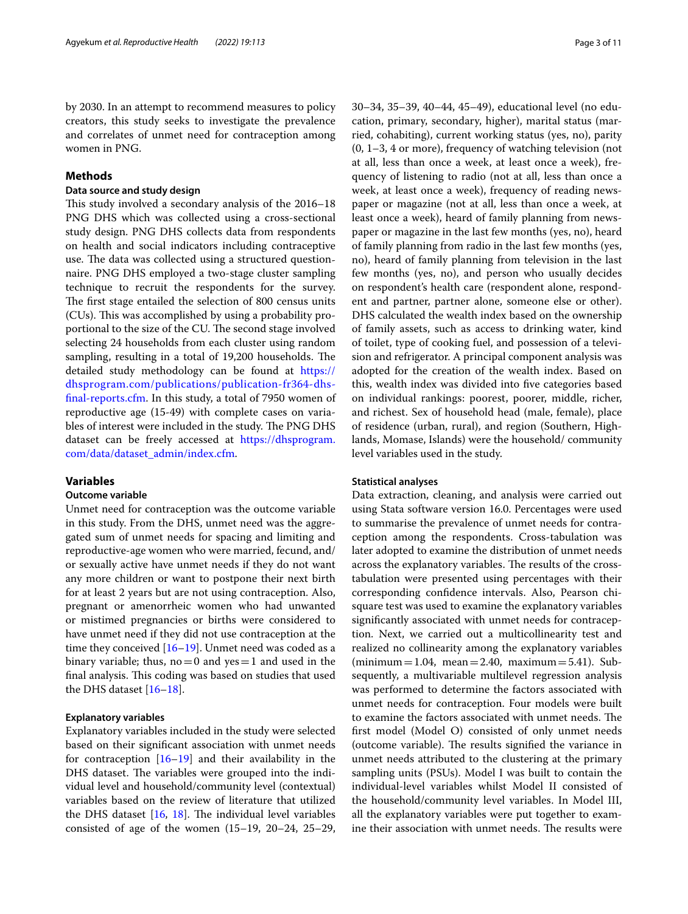by 2030. In an attempt to recommend measures to policy creators, this study seeks to investigate the prevalence and correlates of unmet need for contraception among women in PNG.

## Methods

### Data source and study design

This study involved a secondary analysis of the 2016–18 PNG DHS which was collected using a cross-sectional study design. PNG DHS collects data from respondents on health and social indicators including contraceptive use. The data was collected using a structured questionnaire. PNG DHS employed a two-stage cluster sampling technique to recruit the respondents for the survey. The first stage entailed the selection of 800 census units (CUs). This was accomplished by using a probability proportional to the size of the CU. The second stage involved selecting 24 households from each cluster using random sampling, resulting in a total of 19,200 households. The detailed study methodology can be found at https://dhsprogram.com/publications/publication-fr364-dhs-final-reports.cfm. In this study, a total of 7950 women of reproductive age (15-49) with complete cases on variables of interest were included in the study. The PNG DHS dataset can be freely accessed at https://dhsprogram.com/data/dataset_admin/index.cfm.

## Variables

### Outcome variable

Unmet need for contraception was the outcome variable in this study. From the DHS, unmet need was the aggregated sum of unmet needs for spacing and limiting and reproductive-age women who were married, fecund, and/or sexually active have unmet needs if they do not want any more children or want to postpone their next birth for at least 2 years but are not using contraception. Also, pregnant or amenorrheic women who had unwanted or mistimed pregnancies or births were considered to have unmet need if they did not use contraception at the time they conceived [16–19]. Unmet need was coded as a binary variable; thus, no = 0 and yes = 1 and used in the final analysis. This coding was based on studies that used the DHS dataset [16–18].

### Explanatory variables

Explanatory variables included in the study were selected based on their significant association with unmet needs for contraception [16–19] and their availability in the DHS dataset. The variables were grouped into the individual level and household/community level (contextual) variables based on the review of literature that utilized the DHS dataset [16, 18]. The individual level variables consisted of age of the women (15–19, 20–24, 25–29, 30–34, 35–39, 40–44, 45–49), educational level (no education, primary, secondary, higher), marital status (married, cohabiting), current working status (yes, no), parity (0, 1–3, 4 or more), frequency of watching television (not at all, less than once a week, at least once a week), frequency of listening to radio (not at all, less than once a week, at least once a week), frequency of reading newspaper or magazine (not at all, less than once a week, at least once a week), heard of family planning from newspaper or magazine in the last few months (yes, no), heard of family planning from radio in the last few months (yes, no), heard of family planning from television in the last few months (yes, no), and person who usually decides on respondent's health care (respondent alone, respondent and partner, partner alone, someone else or other). DHS calculated the wealth index based on the ownership of family assets, such as access to drinking water, kind of toilet, type of cooking fuel, and possession of a television and refrigerator. A principal component analysis was adopted for the creation of the wealth index. Based on this, wealth index was divided into five categories based on individual rankings: poorest, poorer, middle, richer, and richest. Sex of household head (male, female), place of residence (urban, rural), and region (Southern, Highlands, Momase, Islands) were the household/ community level variables used in the study.

### Statistical analyses

Data extraction, cleaning, and analysis were carried out using Stata software version 16.0. Percentages were used to summarise the prevalence of unmet needs for contraception among the respondents. Cross-tabulation was later adopted to examine the distribution of unmet needs across the explanatory variables. The results of the cross-tabulation were presented using percentages with their corresponding confidence intervals. Also, Pearson chi-square test was used to examine the explanatory variables significantly associated with unmet needs for contraception. Next, we carried out a multicollinearity test and realized no collinearity among the explanatory variables (minimum = 1.04, mean = 2.40, maximum = 5.41). Subsequently, a multivariable multilevel regression analysis was performed to determine the factors associated with unmet needs for contraception. Four models were built to examine the factors associated with unmet needs. The first model (Model O) consisted of only unmet needs (outcome variable). The results signified the variance in unmet needs attributed to the clustering at the primary sampling units (PSUs). Model I was built to contain the individual-level variables whilst Model II consisted of the household/community level variables. In Model III, all the explanatory variables were put together to examine their association with unmet needs. The results were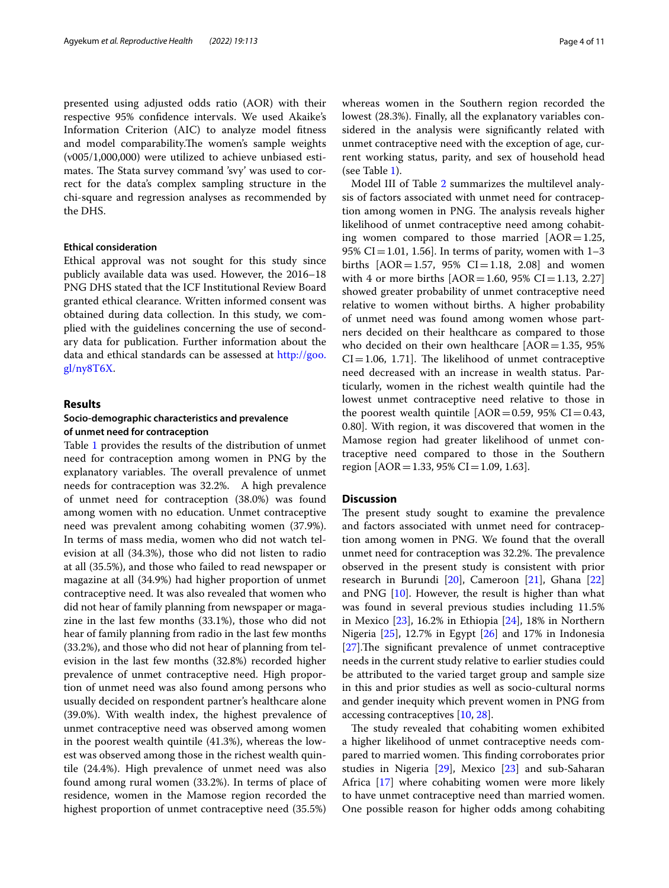presented using adjusted odds ratio (AOR) with their respective 95% confidence intervals. We used Akaike's Information Criterion (AIC) to analyze model fitness and model comparability.The women's sample weights (v005/1,000,000) were utilized to achieve unbiased estimates. The Stata survey command 'svy' was used to correct for the data's complex sampling structure in the chi-square and regression analyses as recommended by the DHS.

#### Ethical consideration

Ethical approval was not sought for this study since publicly available data was used. However, the 2016–18 PNG DHS stated that the ICF Institutional Review Board granted ethical clearance. Written informed consent was obtained during data collection. In this study, we complied with the guidelines concerning the use of secondary data for publication. Further information about the data and ethical standards can be assessed at http://goo.gl/ny8T6X.

## Results

### Socio-demographic characteristics and prevalence of unmet need for contraception

Table 1 provides the results of the distribution of unmet need for contraception among women in PNG by the explanatory variables. The overall prevalence of unmet needs for contraception was 32.2%. A high prevalence of unmet need for contraception (38.0%) was found among women with no education. Unmet contraceptive need was prevalent among cohabiting women (37.9%). In terms of mass media, women who did not watch television at all (34.3%), those who did not listen to radio at all (35.5%), and those who failed to read newspaper or magazine at all (34.9%) had higher proportion of unmet contraceptive need. It was also revealed that women who did not hear of family planning from newspaper or magazine in the last few months (33.1%), those who did not hear of family planning from radio in the last few months (33.2%), and those who did not hear of planning from television in the last few months (32.8%) recorded higher prevalence of unmet contraceptive need. High proportion of unmet need was also found among persons who usually decided on respondent partner's healthcare alone (39.0%). With wealth index, the highest prevalence of unmet contraceptive need was observed among women in the poorest wealth quintile (41.3%), whereas the lowest was observed among those in the richest wealth quintile (24.4%). High prevalence of unmet need was also found among rural women (33.2%). In terms of place of residence, women in the Mamose region recorded the highest proportion of unmet contraceptive need (35.5%) whereas women in the Southern region recorded the lowest (28.3%). Finally, all the explanatory variables considered in the analysis were significantly related with unmet contraceptive need with the exception of age, current working status, parity, and sex of household head (see Table 1).

Model III of Table 2 summarizes the multilevel analysis of factors associated with unmet need for contraception among women in PNG. The analysis reveals higher likelihood of unmet contraceptive need among cohabiting women compared to those married [AOR = 1.25, 95% CI = 1.01, 1.56]. In terms of parity, women with 1–3 births [AOR = 1.57, 95% CI = 1.18, 2.08] and women with 4 or more births [AOR = 1.60, 95% CI = 1.13, 2.27] showed greater probability of unmet contraceptive need relative to women without births. A higher probability of unmet need was found among women whose partners decided on their healthcare as compared to those who decided on their own healthcare [AOR = 1.35, 95% CI = 1.06, 1.71]. The likelihood of unmet contraceptive need decreased with an increase in wealth status. Particularly, women in the richest wealth quintile had the lowest unmet contraceptive need relative to those in the poorest wealth quintile [AOR = 0.59, 95% CI = 0.43, 0.80]. With region, it was discovered that women in the Mamose region had greater likelihood of unmet contraceptive need compared to those in the Southern region [AOR = 1.33, 95% CI = 1.09, 1.63].

## Discussion

The present study sought to examine the prevalence and factors associated with unmet need for contraception among women in PNG. We found that the overall unmet need for contraception was 32.2%. The prevalence observed in the present study is consistent with prior research in Burundi [20], Cameroon [21], Ghana [22] and PNG [10]. However, the result is higher than what was found in several previous studies including 11.5% in Mexico [23], 16.2% in Ethiopia [24], 18% in Northern Nigeria [25], 12.7% in Egypt [26] and 17% in Indonesia [27].The significant prevalence of unmet contraceptive needs in the current study relative to earlier studies could be attributed to the varied target group and sample size in this and prior studies as well as socio-cultural norms and gender inequity which prevent women in PNG from accessing contraceptives [10, 28].

The study revealed that cohabiting women exhibited a higher likelihood of unmet contraceptive needs compared to married women. This finding corroborates prior studies in Nigeria [29], Mexico [23] and sub-Saharan Africa [17] where cohabiting women were more likely to have unmet contraceptive need than married women. One possible reason for higher odds among cohabiting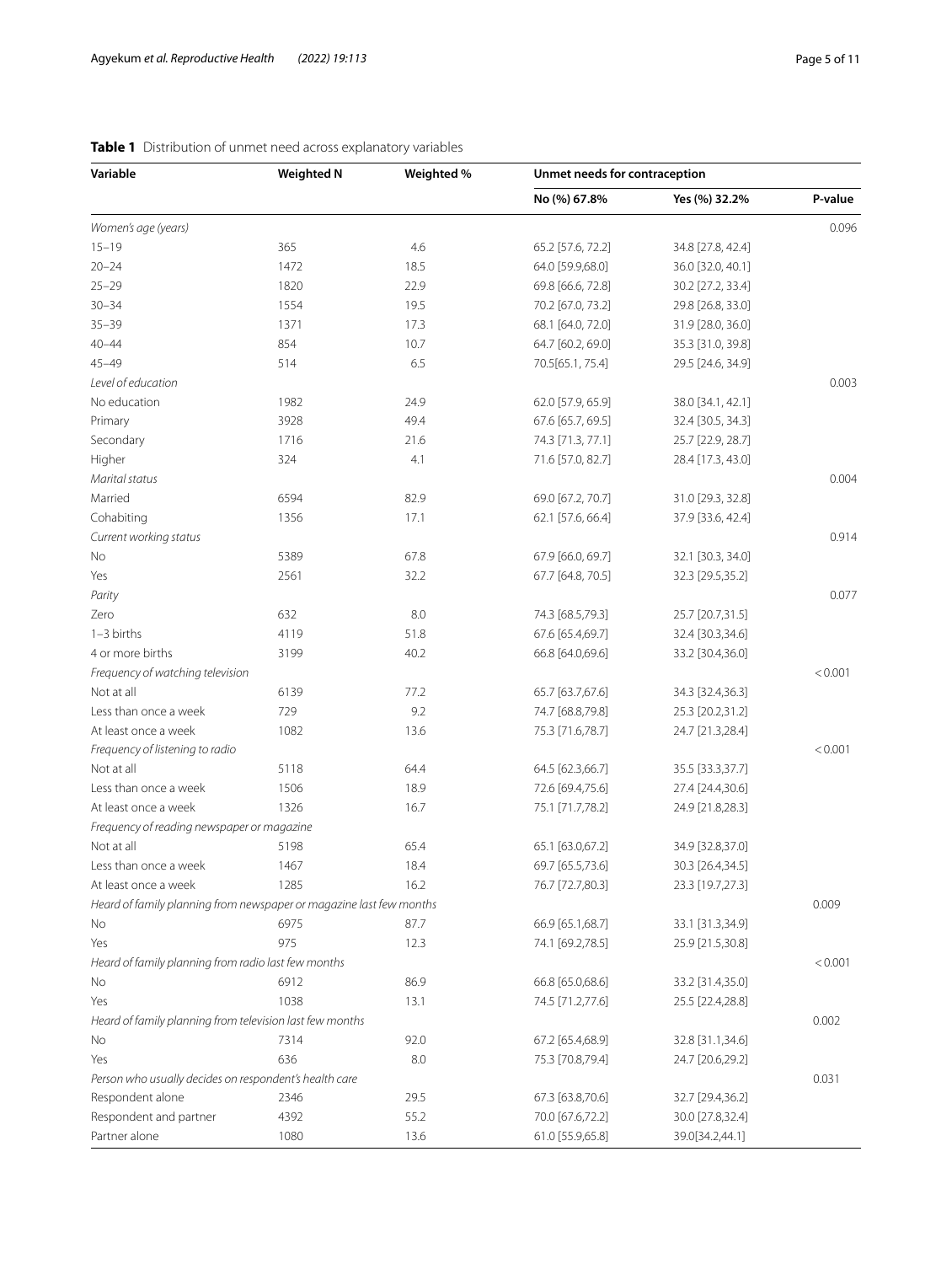**Table 1** Distribution of unmet need across explanatory variables

| Variable | Weighted N | Weighted % | Unmet needs for contraception | | |
|---|---|---|---|---|---|
| | | | No (%) 67.8% | Yes (%) 32.2% | P-value |
| *Women's age (years)* | | | | | 0.096 |
| 15–19 | 365 | 4.6 | 65.2 [57.6, 72.2] | 34.8 [27.8, 42.4] | |
| 20–24 | 1472 | 18.5 | 64.0 [59.9,68.0] | 36.0 [32.0, 40.1] | |
| 25–29 | 1820 | 22.9 | 69.8 [66.6, 72.8] | 30.2 [27.2, 33.4] | |
| 30–34 | 1554 | 19.5 | 70.2 [67.0, 73.2] | 29.8 [26.8, 33.0] | |
| 35–39 | 1371 | 17.3 | 68.1 [64.0, 72.0] | 31.9 [28.0, 36.0] | |
| 40–44 | 854 | 10.7 | 64.7 [60.2, 69.0] | 35.3 [31.0, 39.8] | |
| 45–49 | 514 | 6.5 | 70.5[65.1, 75.4] | 29.5 [24.6, 34.9] | |
| *Level of education* | | | | | 0.003 |
| No education | 1982 | 24.9 | 62.0 [57.9, 65.9] | 38.0 [34.1, 42.1] | |
| Primary | 3928 | 49.4 | 67.6 [65.7, 69.5] | 32.4 [30.5, 34.3] | |
| Secondary | 1716 | 21.6 | 74.3 [71.3, 77.1] | 25.7 [22.9, 28.7] | |
| Higher | 324 | 4.1 | 71.6 [57.0, 82.7] | 28.4 [17.3, 43.0] | |
| *Marital status* | | | | | 0.004 |
| Married | 6594 | 82.9 | 69.0 [67.2, 70.7] | 31.0 [29.3, 32.8] | |
| Cohabiting | 1356 | 17.1 | 62.1 [57.6, 66.4] | 37.9 [33.6, 42.4] | |
| *Current working status* | | | | | 0.914 |
| No | 5389 | 67.8 | 67.9 [66.0, 69.7] | 32.1 [30.3, 34.0] | |
| Yes | 2561 | 32.2 | 67.7 [64.8, 70.5] | 32.3 [29.5,35.2] | |
| *Parity* | | | | | 0.077 |
| Zero | 632 | 8.0 | 74.3 [68.5,79.3] | 25.7 [20.7,31.5] | |
| 1–3 births | 4119 | 51.8 | 67.6 [65.4,69.7] | 32.4 [30.3,34.6] | |
| 4 or more births | 3199 | 40.2 | 66.8 [64.0,69.6] | 33.2 [30.4,36.0] | |
| *Frequency of watching television* | | | | | < 0.001 |
| Not at all | 6139 | 77.2 | 65.7 [63.7,67.6] | 34.3 [32.4,36.3] | |
| Less than once a week | 729 | 9.2 | 74.7 [68.8,79.8] | 25.3 [20.2,31.2] | |
| At least once a week | 1082 | 13.6 | 75.3 [71.6,78.7] | 24.7 [21.3,28.4] | |
| *Frequency of listening to radio* | | | | | < 0.001 |
| Not at all | 5118 | 64.4 | 64.5 [62.3,66.7] | 35.5 [33.3,37.7] | |
| Less than once a week | 1506 | 18.9 | 72.6 [69.4,75.6] | 27.4 [24.4,30.6] | |
| At least once a week | 1326 | 16.7 | 75.1 [71.7,78.2] | 24.9 [21.8,28.3] | |
| *Frequency of reading newspaper or magazine* | | | | | |
| Not at all | 5198 | 65.4 | 65.1 [63.0,67.2] | 34.9 [32.8,37.0] | |
| Less than once a week | 1467 | 18.4 | 69.7 [65.5,73.6] | 30.3 [26.4,34.5] | |
| At least once a week | 1285 | 16.2 | 76.7 [72.7,80.3] | 23.3 [19.7,27.3] | |
| *Heard of family planning from newspaper or magazine last few months* | | | | | 0.009 |
| No | 6975 | 87.7 | 66.9 [65.1,68.7] | 33.1 [31.3,34.9] | |
| Yes | 975 | 12.3 | 74.1 [69.2,78.5] | 25.9 [21.5,30.8] | |
| *Heard of family planning from radio last few months* | | | | | < 0.001 |
| No | 6912 | 86.9 | 66.8 [65.0,68.6] | 33.2 [31.4,35.0] | |
| Yes | 1038 | 13.1 | 74.5 [71.2,77.6] | 25.5 [22.4,28.8] | |
| *Heard of family planning from television last few months* | | | | | 0.002 |
| No | 7314 | 92.0 | 67.2 [65.4,68.9] | 32.8 [31.1,34.6] | |
| Yes | 636 | 8.0 | 75.3 [70.8,79.4] | 24.7 [20.6,29.2] | |
| *Person who usually decides on respondent's health care* | | | | | 0.031 |
| Respondent alone | 2346 | 29.5 | 67.3 [63.8,70.6] | 32.7 [29.4,36.2] | |
| Respondent and partner | 4392 | 55.2 | 70.0 [67.6,72.2] | 30.0 [27.8,32.4] | |
| Partner alone | 1080 | 13.6 | 61.0 [55.9,65.8] | 39.0[34.2,44.1] | |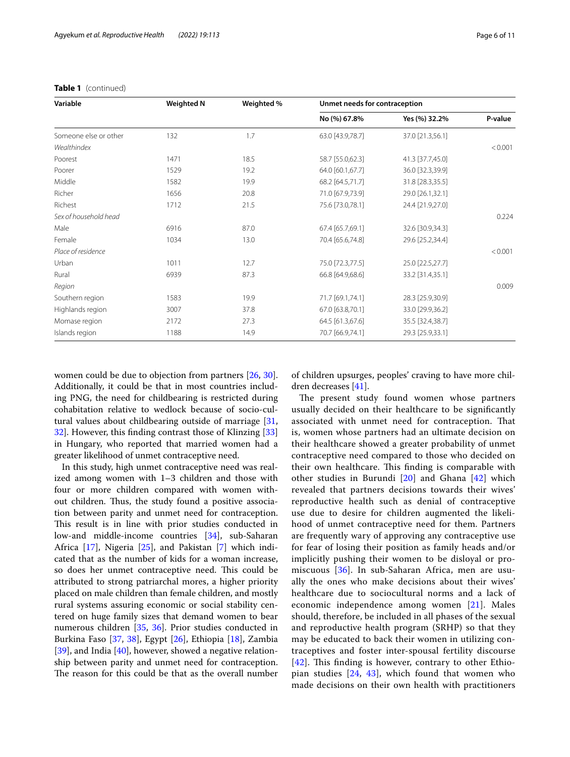**Table 1** (continued)

| Variable | Weighted N | Weighted % | Unmet needs for contraception | | |
|---|---|---|---|---|---|
| | | | No (%) 67.8% | Yes (%) 32.2% | P-value |
| Someone else or other | 132 | 1.7 | 63.0 [43.9,78.7] | 37.0 [21.3,56.1] | |
| *Wealthindex* | | | | | < 0.001 |
| Poorest | 1471 | 18.5 | 58.7 [55.0,62.3] | 41.3 [37.7,45.0] | |
| Poorer | 1529 | 19.2 | 64.0 [60.1,67.7] | 36.0 [32.3,39.9] | |
| Middle | 1582 | 19.9 | 68.2 [64.5,71.7] | 31.8 [28.3,35.5] | |
| Richer | 1656 | 20.8 | 71.0 [67.9,73.9] | 29.0 [26.1,32.1] | |
| Richest | 1712 | 21.5 | 75.6 [73.0,78.1] | 24.4 [21.9,27.0] | |
| *Sex of household head* | | | | | 0.224 |
| Male | 6916 | 87.0 | 67.4 [65.7,69.1] | 32.6 [30.9,34.3] | |
| Female | 1034 | 13.0 | 70.4 [65.6,74.8] | 29.6 [25.2,34.4] | |
| *Place of residence* | | | | | < 0.001 |
| Urban | 1011 | 12.7 | 75.0 [72.3,77.5] | 25.0 [22.5,27.7] | |
| Rural | 6939 | 87.3 | 66.8 [64.9,68.6] | 33.2 [31.4,35.1] | |
| *Region* | | | | | 0.009 |
| Southern region | 1583 | 19.9 | 71.7 [69.1,74.1] | 28.3 [25.9,30.9] | |
| Highlands region | 3007 | 37.8 | 67.0 [63.8,70.1] | 33.0 [29.9,36.2] | |
| Momase region | 2172 | 27.3 | 64.5 [61.3,67.6] | 35.5 [32.4,38.7] | |
| Islands region | 1188 | 14.9 | 70.7 [66.9,74.1] | 29.3 [25.9,33.1] | |

women could be due to objection from partners [26, 30]. Additionally, it could be that in most countries including PNG, the need for childbearing is restricted during cohabitation relative to wedlock because of socio-cultural values about childbearing outside of marriage [31, 32]. However, this finding contrast those of Klinzing [33] in Hungary, who reported that married women had a greater likelihood of unmet contraceptive need.

In this study, high unmet contraceptive need was realized among women with 1–3 children and those with four or more children compared with women without children. Thus, the study found a positive association between parity and unmet need for contraception. This result is in line with prior studies conducted in low-and middle-income countries [34], sub-Saharan Africa [17], Nigeria [25], and Pakistan [7] which indicated that as the number of kids for a woman increase, so does her unmet contraceptive need. This could be attributed to strong patriarchal mores, a higher priority placed on male children than female children, and mostly rural systems assuring economic or social stability centered on huge family sizes that demand women to bear numerous children [35, 36]. Prior studies conducted in Burkina Faso [37, 38], Egypt [26], Ethiopia [18], Zambia [39], and India [40], however, showed a negative relationship between parity and unmet need for contraception. The reason for this could be that as the overall number of children upsurges, peoples' craving to have more children decreases [41].

The present study found women whose partners usually decided on their healthcare to be significantly associated with unmet need for contraception. That is, women whose partners had an ultimate decision on their healthcare showed a greater probability of unmet contraceptive need compared to those who decided on their own healthcare. This finding is comparable with other studies in Burundi [20] and Ghana [42] which revealed that partners decisions towards their wives' reproductive health such as denial of contraceptive use due to desire for children augmented the likelihood of unmet contraceptive need for them. Partners are frequently wary of approving any contraceptive use for fear of losing their position as family heads and/or implicitly pushing their women to be disloyal or promiscuous [36]. In sub-Saharan Africa, men are usually the ones who make decisions about their wives' healthcare due to sociocultural norms and a lack of economic independence among women [21]. Males should, therefore, be included in all phases of the sexual and reproductive health program (SRHP) so that they may be educated to back their women in utilizing contraceptives and foster inter-spousal fertility discourse [42]. This finding is however, contrary to other Ethiopian studies [24, 43], which found that women who made decisions on their own health with practitioners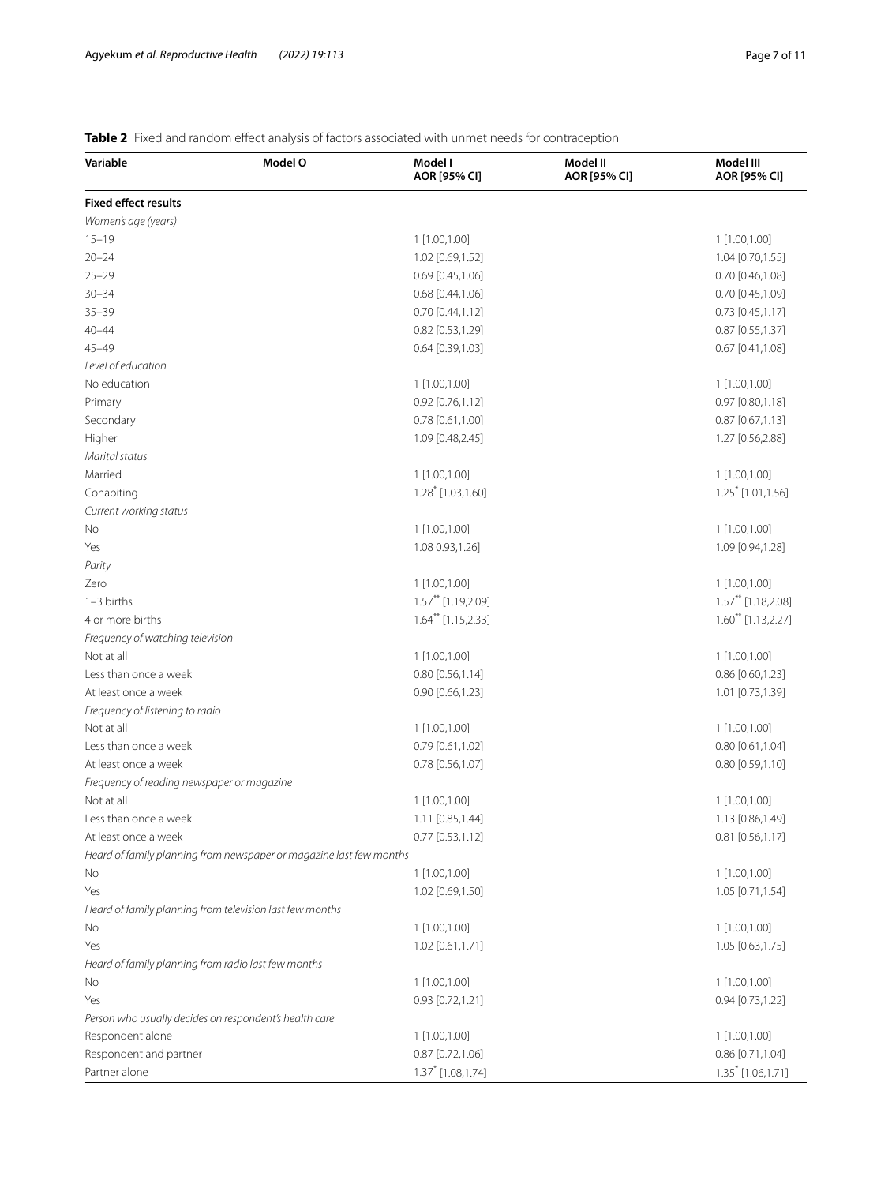**Table 2** Fixed and random effect analysis of factors associated with unmet needs for contraception

| Variable | Model O | Model I AOR [95% CI] | Model II AOR [95% CI] | Model III AOR [95% CI] |
|---|---|---|---|---|
| **Fixed effect results** | | | | |
| *Women's age (years)* | | | | |
| 15–19 | | 1 [1.00,1.00] | | 1 [1.00,1.00] |
| 20–24 | | 1.02 [0.69,1.52] | | 1.04 [0.70,1.55] |
| 25–29 | | 0.69 [0.45,1.06] | | 0.70 [0.46,1.08] |
| 30–34 | | 0.68 [0.44,1.06] | | 0.70 [0.45,1.09] |
| 35–39 | | 0.70 [0.44,1.12] | | 0.73 [0.45,1.17] |
| 40–44 | | 0.82 [0.53,1.29] | | 0.87 [0.55,1.37] |
| 45–49 | | 0.64 [0.39,1.03] | | 0.67 [0.41,1.08] |
| *Level of education* | | | | |
| No education | | 1 [1.00,1.00] | | 1 [1.00,1.00] |
| Primary | | 0.92 [0.76,1.12] | | 0.97 [0.80,1.18] |
| Secondary | | 0.78 [0.61,1.00] | | 0.87 [0.67,1.13] |
| Higher | | 1.09 [0.48,2.45] | | 1.27 [0.56,2.88] |
| *Marital status* | | | | |
| Married | | 1 [1.00,1.00] | | 1 [1.00,1.00] |
| Cohabiting | | 1.28* [1.03,1.60] | | 1.25* [1.01,1.56] |
| *Current working status* | | | | |
| No | | 1 [1.00,1.00] | | 1 [1.00,1.00] |
| Yes | | 1.08 0.93,1.26] | | 1.09 [0.94,1.28] |
| *Parity* | | | | |
| Zero | | 1 [1.00,1.00] | | 1 [1.00,1.00] |
| 1–3 births | | 1.57** [1.19,2.09] | | 1.57** [1.18,2.08] |
| 4 or more births | | 1.64** [1.15,2.33] | | 1.60** [1.13,2.27] |
| *Frequency of watching television* | | | | |
| Not at all | | 1 [1.00,1.00] | | 1 [1.00,1.00] |
| Less than once a week | | 0.80 [0.56,1.14] | | 0.86 [0.60,1.23] |
| At least once a week | | 0.90 [0.66,1.23] | | 1.01 [0.73,1.39] |
| *Frequency of listening to radio* | | | | |
| Not at all | | 1 [1.00,1.00] | | 1 [1.00,1.00] |
| Less than once a week | | 0.79 [0.61,1.02] | | 0.80 [0.61,1.04] |
| At least once a week | | 0.78 [0.56,1.07] | | 0.80 [0.59,1.10] |
| *Frequency of reading newspaper or magazine* | | | | |
| Not at all | | 1 [1.00,1.00] | | 1 [1.00,1.00] |
| Less than once a week | | 1.11 [0.85,1.44] | | 1.13 [0.86,1.49] |
| At least once a week | | 0.77 [0.53,1.12] | | 0.81 [0.56,1.17] |
| *Heard of family planning from newspaper or magazine last few months* | | | | |
| No | | 1 [1.00,1.00] | | 1 [1.00,1.00] |
| Yes | | 1.02 [0.69,1.50] | | 1.05 [0.71,1.54] |
| *Heard of family planning from television last few months* | | | | |
| No | | 1 [1.00,1.00] | | 1 [1.00,1.00] |
| Yes | | 1.02 [0.61,1.71] | | 1.05 [0.63,1.75] |
| *Heard of family planning from radio last few months* | | | | |
| No | | 1 [1.00,1.00] | | 1 [1.00,1.00] |
| Yes | | 0.93 [0.72,1.21] | | 0.94 [0.73,1.22] |
| *Person who usually decides on respondent's health care* | | | | |
| Respondent alone | | 1 [1.00,1.00] | | 1 [1.00,1.00] |
| Respondent and partner | | 0.87 [0.72,1.06] | | 0.86 [0.71,1.04] |
| Partner alone | | 1.37* [1.08,1.74] | | 1.35* [1.06,1.71] |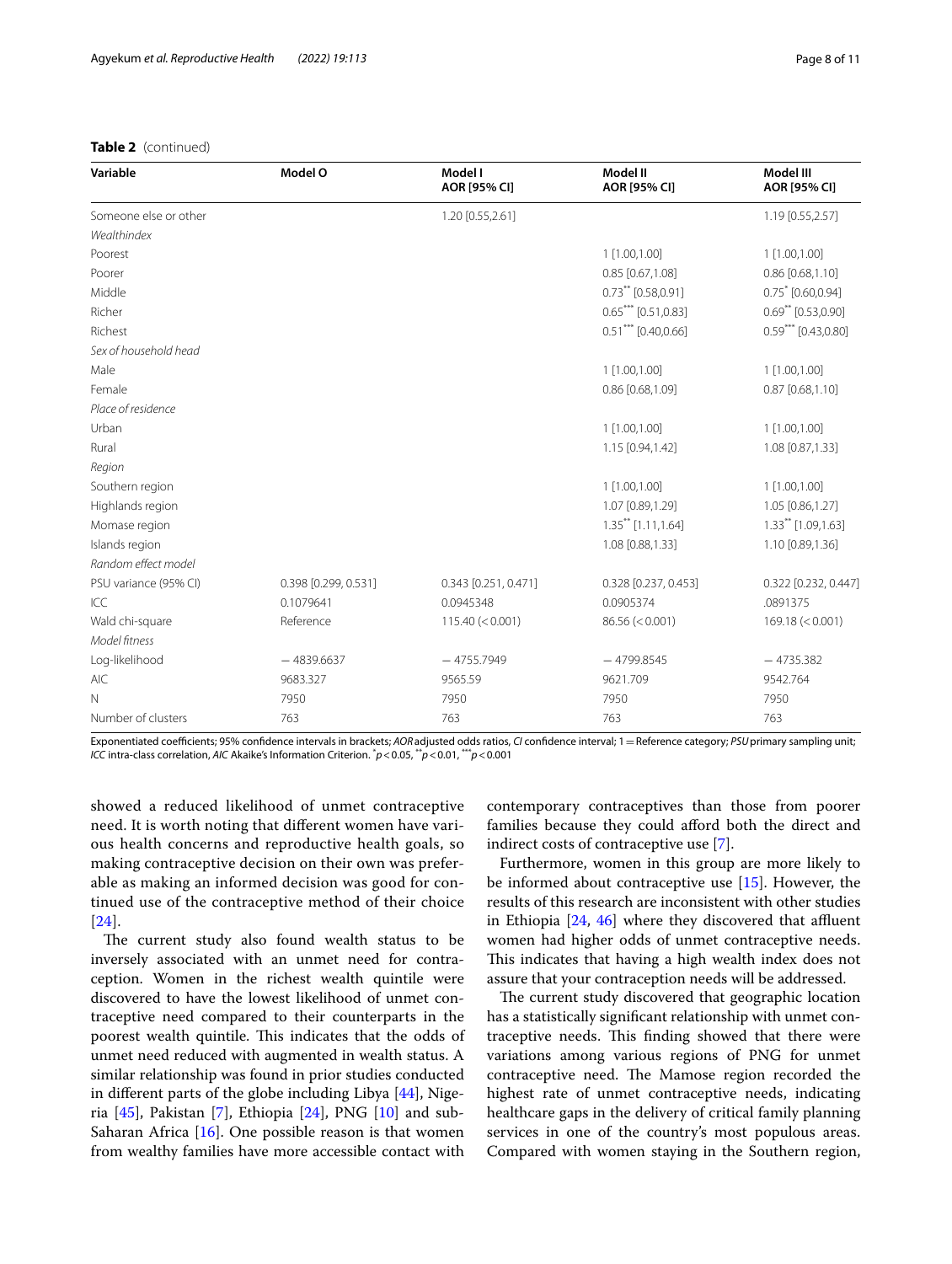**Table 2** (continued)

| Variable | Model O | Model I AOR [95% CI] | Model II AOR [95% CI] | Model III AOR [95% CI] |
|---|---|---|---|---|
| Someone else or other | | 1.20 [0.55,2.61] | | 1.19 [0.55,2.57] |
| *Wealthindex* | | | | |
| Poorest | | | 1 [1.00,1.00] | 1 [1.00,1.00] |
| Poorer | | | 0.85 [0.67,1.08] | 0.86 [0.68,1.10] |
| Middle | | | $0.73^{**}$ [0.58,0.91] | $0.75^{*}$ [0.60,0.94] |
| Richer | | | $0.65^{***}$ [0.51,0.83] | $0.69^{**}$ [0.53,0.90] |
| Richest | | | $0.51^{***}$ [0.40,0.66] | $0.59^{***}$ [0.43,0.80] |
| *Sex of household head* | | | | |
| Male | | | 1 [1.00,1.00] | 1 [1.00,1.00] |
| Female | | | 0.86 [0.68,1.09] | 0.87 [0.68,1.10] |
| *Place of residence* | | | | |
| Urban | | | 1 [1.00,1.00] | 1 [1.00,1.00] |
| Rural | | | 1.15 [0.94,1.42] | 1.08 [0.87,1.33] |
| *Region* | | | | |
| Southern region | | | 1 [1.00,1.00] | 1 [1.00,1.00] |
| Highlands region | | | 1.07 [0.89,1.29] | 1.05 [0.86,1.27] |
| Momase region | | | $1.35^{**}$ [1.11,1.64] | $1.33^{**}$ [1.09,1.63] |
| Islands region | | | 1.08 [0.88,1.33] | 1.10 [0.89,1.36] |
| *Random effect model* | | | | |
| PSU variance (95% CI) | 0.398 [0.299, 0.531] | 0.343 [0.251, 0.471] | 0.328 [0.237, 0.453] | 0.322 [0.232, 0.447] |
| ICC | 0.1079641 | 0.0945348 | 0.0905374 | .0891375 |
| Wald chi-square | Reference | 115.40 (< 0.001) | 86.56 (< 0.001) | 169.18 (< 0.001) |
| *Model fitness* | | | | |
| Log-likelihood | − 4839.6637 | − 4755.7949 | − 4799.8545 | − 4735.382 |
| AIC | 9683.327 | 9565.59 | 9621.709 | 9542.764 |
| N | 7950 | 7950 | 7950 | 7950 |
| Number of clusters | 763 | 763 | 763 | 763 |

Exponentiated coefficients; 95% confidence intervals in brackets; *AOR* adjusted odds ratios, *CI* confidence interval; 1 = Reference category; *PSU* primary sampling unit; *ICC* intra-class correlation, *AIC* Akaike's Information Criterion. $^{*}p < 0.05$, $^{**}p < 0.01$, $^{***}p < 0.001$

showed a reduced likelihood of unmet contraceptive need. It is worth noting that different women have various health concerns and reproductive health goals, so making contraceptive decision on their own was preferable as making an informed decision was good for continued use of the contraceptive method of their choice [24].

The current study also found wealth status to be inversely associated with an unmet need for contraception. Women in the richest wealth quintile were discovered to have the lowest likelihood of unmet contraceptive need compared to their counterparts in the poorest wealth quintile. This indicates that the odds of unmet need reduced with augmented in wealth status. A similar relationship was found in prior studies conducted in different parts of the globe including Libya [44], Nigeria [45], Pakistan [7], Ethiopia [24], PNG [10] and sub-Saharan Africa [16]. One possible reason is that women from wealthy families have more accessible contact with contemporary contraceptives than those from poorer families because they could afford both the direct and indirect costs of contraceptive use [7].

Furthermore, women in this group are more likely to be informed about contraceptive use [15]. However, the results of this research are inconsistent with other studies in Ethiopia [24, 46] where they discovered that affluent women had higher odds of unmet contraceptive needs. This indicates that having a high wealth index does not assure that your contraception needs will be addressed.

The current study discovered that geographic location has a statistically significant relationship with unmet contraceptive needs. This finding showed that there were variations among various regions of PNG for unmet contraceptive need. The Mamose region recorded the highest rate of unmet contraceptive needs, indicating healthcare gaps in the delivery of critical family planning services in one of the country's most populous areas. Compared with women staying in the Southern region,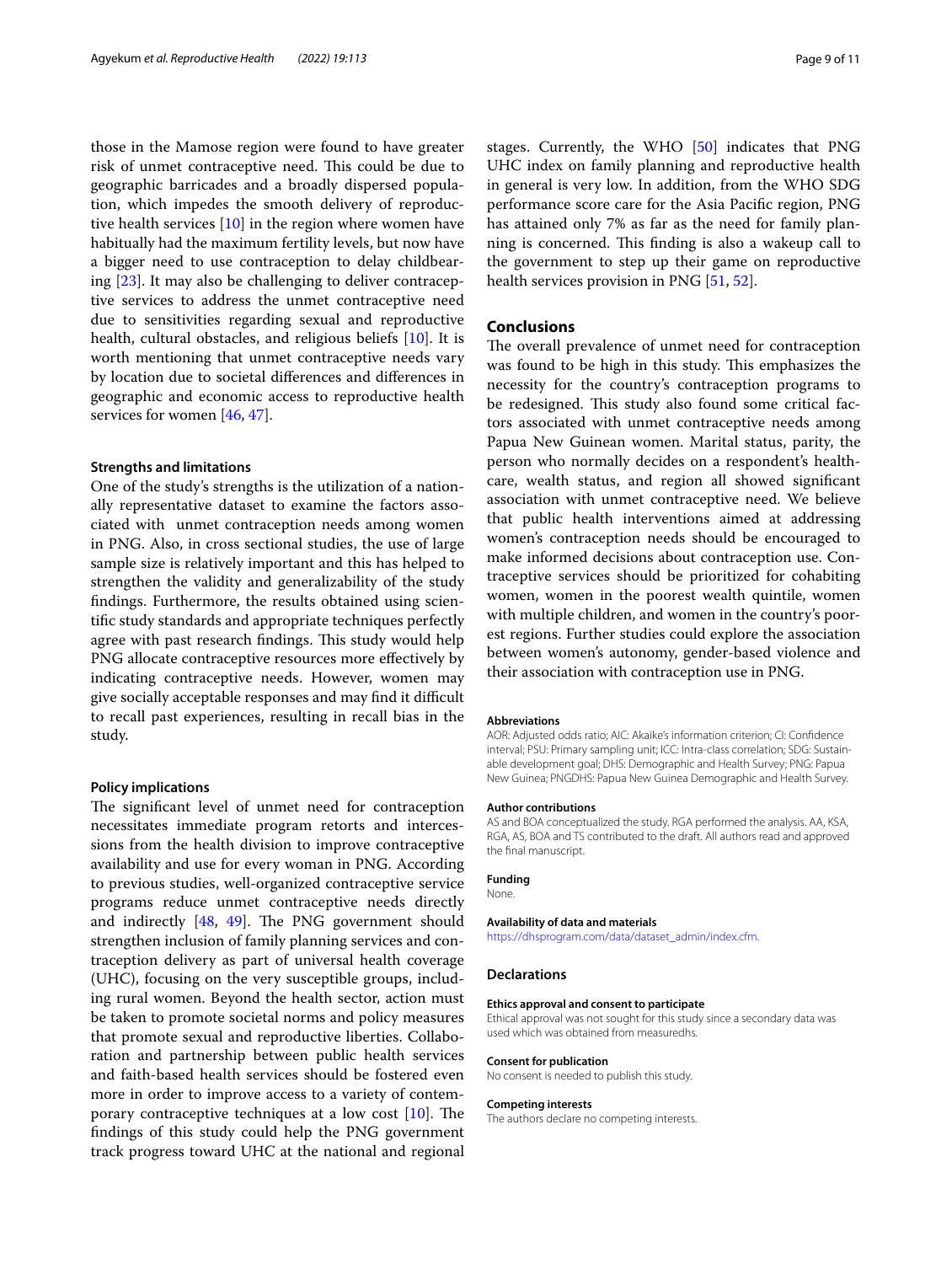those in the Mamose region were found to have greater risk of unmet contraceptive need. This could be due to geographic barricades and a broadly dispersed population, which impedes the smooth delivery of reproductive health services [10] in the region where women have habitually had the maximum fertility levels, but now have a bigger need to use contraception to delay childbearing [23]. It may also be challenging to deliver contraceptive services to address the unmet contraceptive need due to sensitivities regarding sexual and reproductive health, cultural obstacles, and religious beliefs [10]. It is worth mentioning that unmet contraceptive needs vary by location due to societal differences and differences in geographic and economic access to reproductive health services for women [46, 47].

### Strengths and limitations

One of the study's strengths is the utilization of a nationally representative dataset to examine the factors associated with unmet contraception needs among women in PNG. Also, in cross sectional studies, the use of large sample size is relatively important and this has helped to strengthen the validity and generalizability of the study findings. Furthermore, the results obtained using scientific study standards and appropriate techniques perfectly agree with past research findings. This study would help PNG allocate contraceptive resources more effectively by indicating contraceptive needs. However, women may give socially acceptable responses and may find it difficult to recall past experiences, resulting in recall bias in the study.

### Policy implications

The significant level of unmet need for contraception necessitates immediate program retorts and intercessions from the health division to improve contraceptive availability and use for every woman in PNG. According to previous studies, well-organized contraceptive service programs reduce unmet contraceptive needs directly and indirectly [48, 49]. The PNG government should strengthen inclusion of family planning services and contraception delivery as part of universal health coverage (UHC), focusing on the very susceptible groups, including rural women. Beyond the health sector, action must be taken to promote societal norms and policy measures that promote sexual and reproductive liberties. Collaboration and partnership between public health services and faith-based health services should be fostered even more in order to improve access to a variety of contemporary contraceptive techniques at a low cost [10]. The findings of this study could help the PNG government track progress toward UHC at the national and regional stages. Currently, the WHO [50] indicates that PNG UHC index on family planning and reproductive health in general is very low. In addition, from the WHO SDG performance score care for the Asia Pacific region, PNG has attained only 7% as far as the need for family planning is concerned. This finding is also a wakeup call to the government to step up their game on reproductive health services provision in PNG [51, 52].

## Conclusions

The overall prevalence of unmet need for contraception was found to be high in this study. This emphasizes the necessity for the country's contraception programs to be redesigned. This study also found some critical factors associated with unmet contraceptive needs among Papua New Guinean women. Marital status, parity, the person who normally decides on a respondent's healthcare, wealth status, and region all showed significant association with unmet contraceptive need. We believe that public health interventions aimed at addressing women's contraception needs should be encouraged to make informed decisions about contraception use. Contraceptive services should be prioritized for cohabiting women, women in the poorest wealth quintile, women with multiple children, and women in the country's poorest regions. Further studies could explore the association between women's autonomy, gender-based violence and their association with contraception use in PNG.

#### Abbreviations

AOR: Adjusted odds ratio; AIC: Akaike's information criterion; CI: Confidence interval; PSU: Primary sampling unit; ICC: Intra-class correlation; SDG: Sustainable development goal; DHS: Demographic and Health Survey; PNG: Papua New Guinea; PNGDHS: Papua New Guinea Demographic and Health Survey.

#### Author contributions

AS and BOA conceptualized the study. RGA performed the analysis. AA, KSA, RGA, AS, BOA and TS contributed to the draft. All authors read and approved the final manuscript.

#### Funding

None.

#### Availability of data and materials

https://dhsprogram.com/data/dataset_admin/index.cfm.

## Declarations

#### Ethics approval and consent to participate

Ethical approval was not sought for this study since a secondary data was used which was obtained from measuredhs.

#### Consent for publication

No consent is needed to publish this study.

#### Competing interests

The authors declare no competing interests.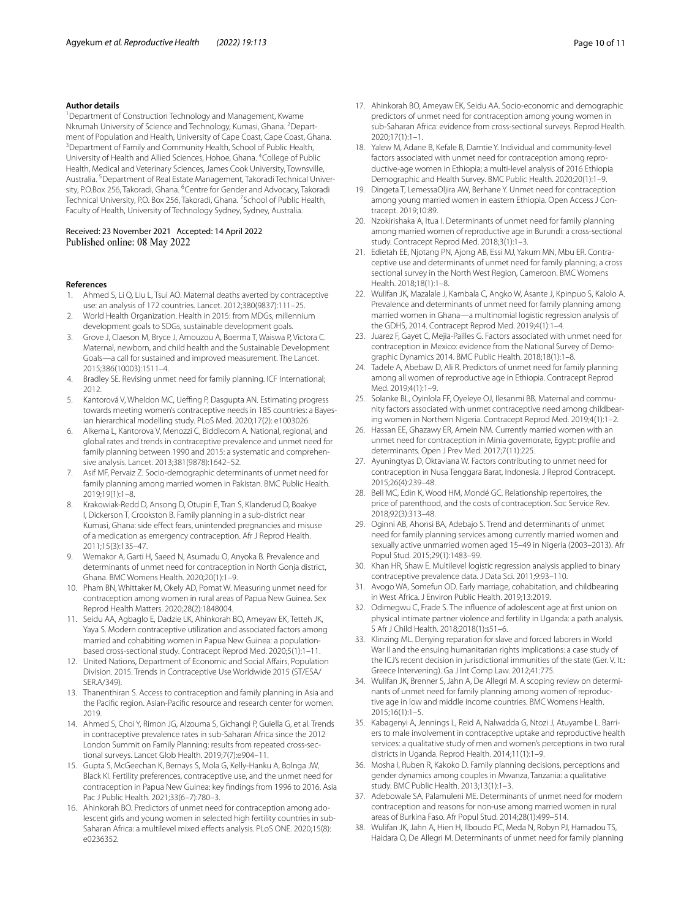#### Author details

[1] Department of Construction Technology and Management, Kwame Nkrumah University of Science and Technology, Kumasi, Ghana. [2] Department of Population and Health, University of Cape Coast, Cape Coast, Ghana. [3] Department of Family and Community Health, School of Public Health, University of Health and Allied Sciences, Hohoe, Ghana. [4] College of Public Health, Medical and Veterinary Sciences, James Cook University, Townsville, Australia. [5] Department of Real Estate Management, Takoradi Technical University, P.O.Box 256, Takoradi, Ghana. [6] Centre for Gender and Advocacy, Takoradi Technical University, P.O. Box 256, Takoradi, Ghana. [7] School of Public Health, Faculty of Health, University of Technology Sydney, Sydney, Australia.

Received: 23 November 2021 Accepted: 14 April 2022
Published online: 08 May 2022

#### References

1. Ahmed S, Li Q, Liu L, Tsui AO. Maternal deaths averted by contraceptive use: an analysis of 172 countries. Lancet. 2012;380(9837):111–25.
2. World Health Organization. Health in 2015: from MDGs, millennium development goals to SDGs, sustainable development goals.
3. Grove J, Claeson M, Bryce J, Amouzou A, Boerma T, Waiswa P, Victora C. Maternal, newborn, and child health and the Sustainable Development Goals—a call for sustained and improved measurement. The Lancet. 2015;386(10003):1511–4.
4. Bradley SE. Revising unmet need for family planning. ICF International; 2012.
5. Kantorová V, Wheldon MC, Ueffing P, Dasgupta AN. Estimating progress towards meeting women's contraceptive needs in 185 countries: a Bayesian hierarchical modelling study. PLoS Med. 2020;17(2): e1003026.
6. Alkema L, Kantorova V, Menozzi C, Biddlecom A. National, regional, and global rates and trends in contraceptive prevalence and unmet need for family planning between 1990 and 2015: a systematic and comprehensive analysis. Lancet. 2013;381(9878):1642–52.
7. Asif MF, Pervaiz Z. Socio-demographic determinants of unmet need for family planning among married women in Pakistan. BMC Public Health. 2019;19(1):1–8.
8. Krakowiak-Redd D, Ansong D, Otupiri E, Tran S, Klanderud D, Boakye I, Dickerson T, Crookston B. Family planning in a sub-district near Kumasi, Ghana: side effect fears, unintended pregnancies and misuse of a medication as emergency contraception. Afr J Reprod Health. 2011;15(3):135–47.
9. Wemakor A, Garti H, Saeed N, Asumadu O, Anyoka B. Prevalence and determinants of unmet need for contraception in North Gonja district, Ghana. BMC Womens Health. 2020;20(1):1–9.
10. Pham BN, Whittaker M, Okely AD, Pomat W. Measuring unmet need for contraception among women in rural areas of Papua New Guinea. Sex Reprod Health Matters. 2020;28(2):1848004.
11. Seidu AA, Agbaglo E, Dadzie LK, Ahinkorah BO, Ameyaw EK, Tetteh JK, Yaya S. Modern contraceptive utilization and associated factors among married and cohabiting women in Papua New Guinea: a population-based cross-sectional study. Contracept Reprod Med. 2020;5(1):1–11.
12. United Nations, Department of Economic and Social Affairs, Population Division. 2015. Trends in Contraceptive Use Worldwide 2015 (ST/ESA/SER.A/349).
13. Thanenthiran S. Access to contraception and family planning in Asia and the Pacific region. Asian-Pacific resource and research center for women. 2019.
14. Ahmed S, Choi Y, Rimon JG, Alzouma S, Gichangi P, Guiella G, et al. Trends in contraceptive prevalence rates in sub-Saharan Africa since the 2012 London Summit on Family Planning: results from repeated cross-sectional surveys. Lancet Glob Health. 2019;7(7):e904–11.
15. Gupta S, McGeechan K, Bernays S, Mola G, Kelly-Hanku A, Bolnga JW, Black KI. Fertility preferences, contraceptive use, and the unmet need for contraception in Papua New Guinea: key findings from 1996 to 2016. Asia Pac J Public Health. 2021;33(6–7):780–3.
16. Ahinkorah BO. Predictors of unmet need for contraception among adolescent girls and young women in selected high fertility countries in sub-Saharan Africa: a multilevel mixed effects analysis. PLoS ONE. 2020;15(8): e0236352.
17. Ahinkorah BO, Ameyaw EK, Seidu AA. Socio-economic and demographic predictors of unmet need for contraception among young women in sub-Saharan Africa: evidence from cross-sectional surveys. Reprod Health. 2020;17(1):1–1.
18. Yalew M, Adane B, Kefale B, Damtie Y. Individual and community-level factors associated with unmet need for contraception among reproductive-age women in Ethiopia; a multi-level analysis of 2016 Ethiopia Demographic and Health Survey. BMC Public Health. 2020;20(1):1–9.
19. Dingeta T, LemessaOljira AW, Berhane Y. Unmet need for contraception among young married women in eastern Ethiopia. Open Access J Contracept. 2019;10:89.
20. Nzokirishaka A, Itua I. Determinants of unmet need for family planning among married women of reproductive age in Burundi: a cross-sectional study. Contracept Reprod Med. 2018;3(1):1–3.
21. Edietah EE, Njotang PN, Ajong AB, Essi MJ, Yakum MN, Mbu ER. Contraceptive use and determinants of unmet need for family planning; a cross sectional survey in the North West Region, Cameroon. BMC Womens Health. 2018;18(1):1–8.
22. Wulifan JK, Mazalale J, Kambala C, Angko W, Asante J, Kpinpuo S, Kalolo A. Prevalence and determinants of unmet need for family planning among married women in Ghana—a multinomial logistic regression analysis of the GDHS, 2014. Contracept Reprod Med. 2019;4(1):1–4.
23. Juarez F, Gayet C, Mejia-Pailles G. Factors associated with unmet need for contraception in Mexico: evidence from the National Survey of Demographic Dynamics 2014. BMC Public Health. 2018;18(1):1–8.
24. Tadele A, Abebaw D, Ali R. Predictors of unmet need for family planning among all women of reproductive age in Ethiopia. Contracept Reprod Med. 2019;4(1):1–9.
25. Solanke BL, Oyinlola FF, Oyeleye OJ, Ilesanmi BB. Maternal and community factors associated with unmet contraceptive need among childbearing women in Northern Nigeria. Contracept Reprod Med. 2019;4(1):1–2.
26. Hassan EE, Ghazawy ER, Amein NM. Currently married women with an unmet need for contraception in Minia governorate, Egypt: profile and determinants. Open J Prev Med. 2017;7(11):225.
27. Ayuningtyas D, Oktaviana W. Factors contributing to unmet need for contraception in Nusa Tenggara Barat, Indonesia. J Reprod Contracept. 2015;26(4):239–48.
28. Bell MC, Edin K, Wood HM, Mondé GC. Relationship repertoires, the price of parenthood, and the costs of contraception. Soc Service Rev. 2018;92(3):313–48.
29. Oginni AB, Ahonsi BA, Adebajo S. Trend and determinants of unmet need for family planning services among currently married women and sexually active unmarried women aged 15–49 in Nigeria (2003–2013). Afr Popul Stud. 2015;29(1):1483–99.
30. Khan HR, Shaw E. Multilevel logistic regression analysis applied to binary contraceptive prevalence data. J Data Sci. 2011;9:93–110.
31. Avogo WA, Somefun OD. Early marriage, cohabitation, and childbearing in West Africa. J Environ Public Health. 2019;13:2019.
32. Odimegwu C, Frade S. The influence of adolescent age at first union on physical intimate partner violence and fertility in Uganda: a path analysis. S Afr J Child Health. 2018;2018(1):s51–6.
33. Klinzing ML. Denying reparation for slave and forced laborers in World War II and the ensuing humanitarian rights implications: a case study of the ICJ's recent decision in jurisdictional immunities of the state (Ger. V. It.: Greece Intervening). Ga J Int Comp Law. 2012;41:775.
34. Wulifan JK, Brenner S, Jahn A, De Allegri M. A scoping review on determinants of unmet need for family planning among women of reproductive age in low and middle income countries. BMC Womens Health. 2015;16(1):1–5.
35. Kabagenyi A, Jennings L, Reid A, Nalwadda G, Ntozi J, Atuyambe L. Barriers to male involvement in contraceptive uptake and reproductive health services: a qualitative study of men and women's perceptions in two rural districts in Uganda. Reprod Health. 2014;11(1):1–9.
36. Mosha I, Ruben R, Kakoko D. Family planning decisions, perceptions and gender dynamics among couples in Mwanza, Tanzania: a qualitative study. BMC Public Health. 2013;13(1):1–3.
37. Adebowale SA, Palamuleni ME. Determinants of unmet need for modern contraception and reasons for non-use among married women in rural areas of Burkina Faso. Afr Popul Stud. 2014;28(1):499–514.
38. Wulifan JK, Jahn A, Hien H, Ilboudo PC, Meda N, Robyn PJ, Hamadou TS, Haidara O, De Allegri M. Determinants of unmet need for family planning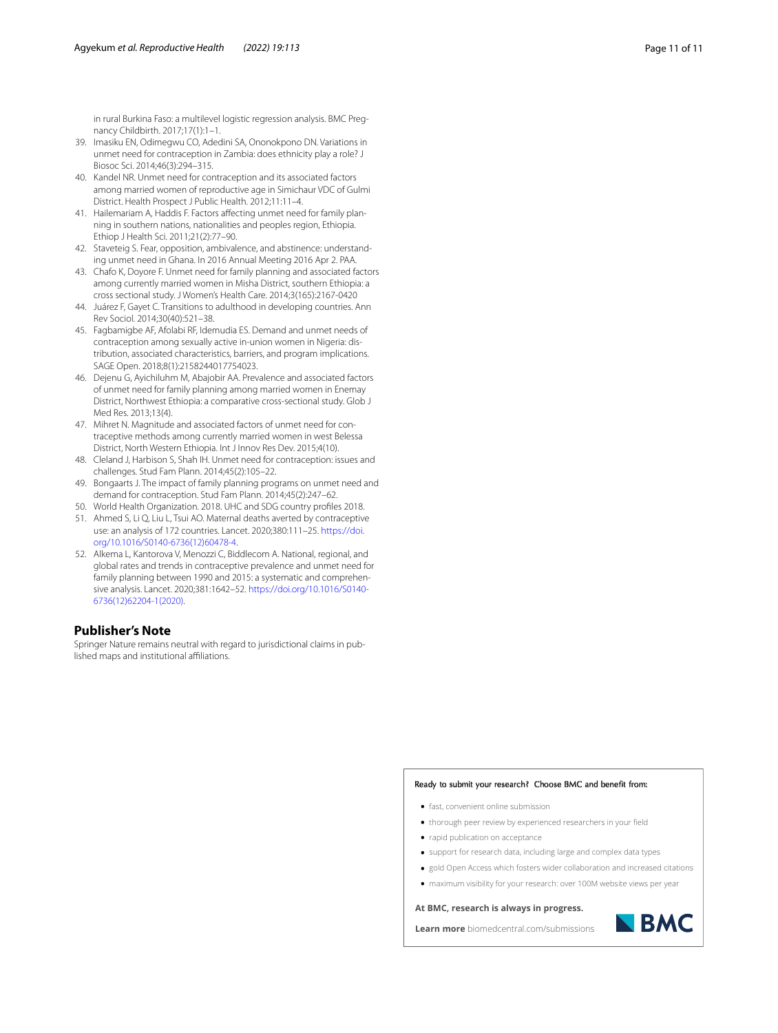in rural Burkina Faso: a multilevel logistic regression analysis. BMC Pregnancy Childbirth. 2017;17(1):1–1.

39. Imasiku EN, Odimegwu CO, Adedini SA, Ononokpono DN. Variations in unmet need for contraception in Zambia: does ethnicity play a role? J Biosoc Sci. 2014;46(3):294–315.
40. Kandel NR. Unmet need for contraception and its associated factors among married women of reproductive age in Simichaur VDC of Gulmi District. Health Prospect J Public Health. 2012;11:11–4.
41. Hailemariam A, Haddis F. Factors affecting unmet need for family planning in southern nations, nationalities and peoples region, Ethiopia. Ethiop J Health Sci. 2011;21(2):77–90.
42. Staveteig S. Fear, opposition, ambivalence, and abstinence: understanding unmet need in Ghana. In 2016 Annual Meeting 2016 Apr 2. PAA.
43. Chafo K, Doyore F. Unmet need for family planning and associated factors among currently married women in Misha District, southern Ethiopia: a cross sectional study. J Women's Health Care. 2014;3(165):2167-0420
44. Juárez F, Gayet C. Transitions to adulthood in developing countries. Ann Rev Sociol. 2014;30(40):521–38.
45. Fagbamigbe AF, Afolabi RF, Idemudia ES. Demand and unmet needs of contraception among sexually active in-union women in Nigeria: distribution, associated characteristics, barriers, and program implications. SAGE Open. 2018;8(1):2158244017754023.
46. Dejenu G, Ayichiluhm M, Abajobir AA. Prevalence and associated factors of unmet need for family planning among married women in Enemay District, Northwest Ethiopia: a comparative cross-sectional study. Glob J Med Res. 2013;13(4).
47. Mihret N. Magnitude and associated factors of unmet need for contraceptive methods among currently married women in west Belessa District, North Western Ethiopia. Int J Innov Res Dev. 2015;4(10).
48. Cleland J, Harbison S, Shah IH. Unmet need for contraception: issues and challenges. Stud Fam Plann. 2014;45(2):105–22.
49. Bongaarts J. The impact of family planning programs on unmet need and demand for contraception. Stud Fam Plann. 2014;45(2):247–62.
50. World Health Organization. 2018. UHC and SDG country profiles 2018.
51. Ahmed S, Li Q, Liu L, Tsui AO. Maternal deaths averted by contraceptive use: an analysis of 172 countries. Lancet. 2020;380:111–25. https://doi.org/10.1016/S0140-6736(12)60478-4.
52. Alkema L, Kantorova V, Menozzi C, Biddlecom A. National, regional, and global rates and trends in contraceptive prevalence and unmet need for family planning between 1990 and 2015: a systematic and comprehensive analysis. Lancet. 2020;381:1642–52. https://doi.org/10.1016/S0140-6736(12)62204-1(2020).

## Publisher's Note

Springer Nature remains neutral with regard to jurisdictional claims in published maps and institutional affiliations.

Ready to submit your research? Choose BMC and benefit from:

- fast, convenient online submission
- thorough peer review by experienced researchers in your field
- rapid publication on acceptance
- support for research data, including large and complex data types
- gold Open Access which fosters wider collaboration and increased citations
- maximum visibility for your research: over 100M website views per year

**At BMC, research is always in progress.**

**Learn more** biomedcentral.com/submissions